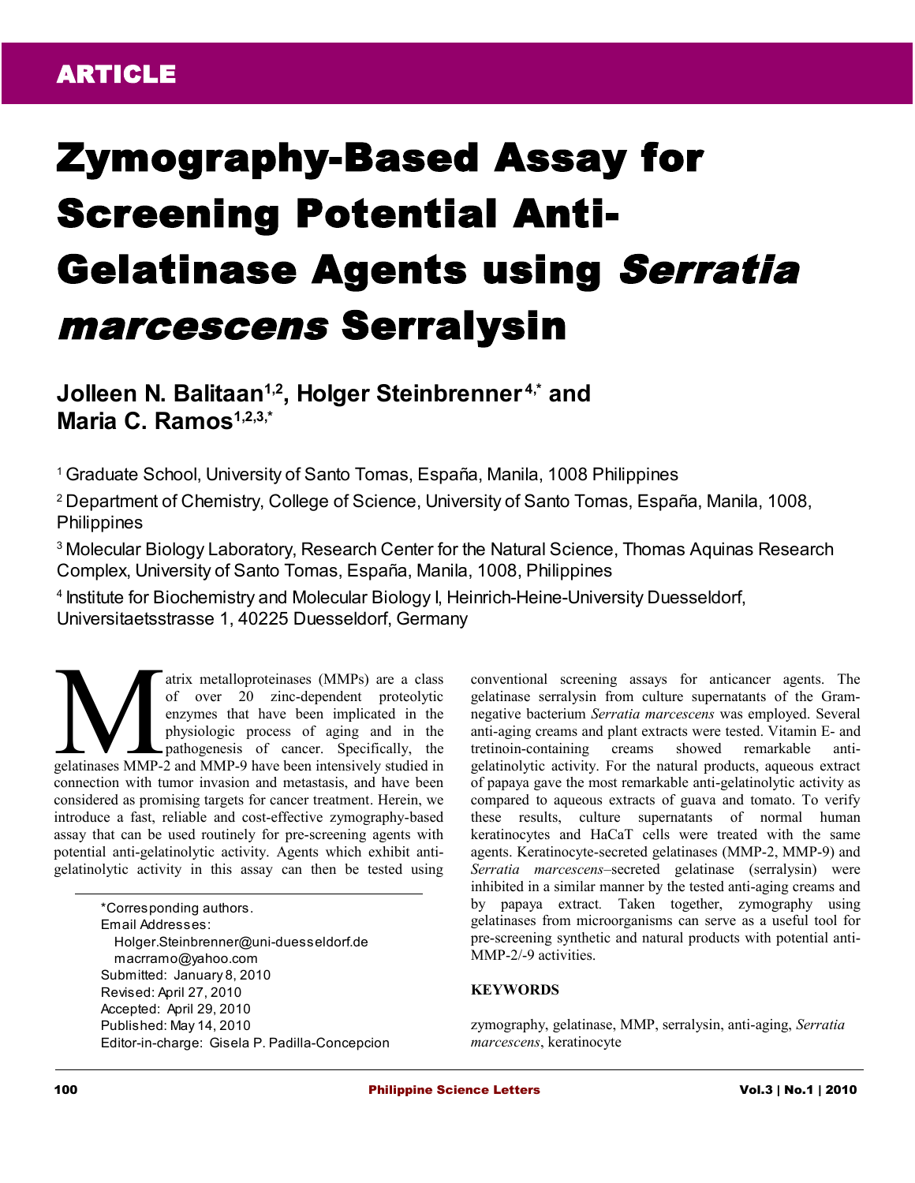ARTICLE

# Zymography-Based Assay for Screening Potential Anti-Gelatinase Agents using *Serratia marcescens* Serralysin

**Jolleen N. Balitaan[1,2], Holger Steinbrenner[4,*] and Maria C. Ramos[1,2,3,*]**

[1] Graduate School, University of Santo Tomas, España, Manila, 1008 Philippines

[2] Department of Chemistry, College of Science, University of Santo Tomas, España, Manila, 1008, Philippines

[3] Molecular Biology Laboratory, Research Center for the Natural Science, Thomas Aquinas Research Complex, University of Santo Tomas, España, Manila, 1008, Philippines

[4] Institute for Biochemistry and Molecular Biology I, Heinrich-Heine-University Duesseldorf, Universitaetsstrasse 1, 40225 Duesseldorf, Germany

Matrix metalloproteinases (MMPs) are a class of over 20 zinc-dependent proteolytic enzymes that have been implicated in the physiologic process of aging and in the pathogenesis of cancer. Specifically, the gelatinases MMP-2 and MMP-9 have been intensively studied in connection with tumor invasion and metastasis, and have been considered as promising targets for cancer treatment. Herein, we introduce a fast, reliable and cost-effective zymography-based assay that can be used routinely for pre-screening agents with potential anti-gelatinolytic activity. Agents which exhibit anti-gelatinolytic activity in this assay can then be tested using conventional screening assays for anticancer agents. The gelatinase serralysin from culture supernatants of the Gram-negative bacterium *Serratia marcescens* was employed. Several anti-aging creams and plant extracts were tested. Vitamin E- and tretinoin-containing creams showed remarkable anti-gelatinolytic activity. For the natural products, aqueous extract of papaya gave the most remarkable anti-gelatinolytic activity as compared to aqueous extracts of guava and tomato. To verify these results, culture supernatants of normal human keratinocytes and HaCaT cells were treated with the same agents. Keratinocyte-secreted gelatinases (MMP-2, MMP-9) and *Serratia marcescens*–secreted gelatinase (serralysin) were inhibited in a similar manner by the tested anti-aging creams and by papaya extract. Taken together, zymography using gelatinases from microorganisms can serve as a useful tool for pre-screening synthetic and natural products with potential anti-MMP-2/-9 activities.

*Corresponding authors.
Email Addresses:
Holger.Steinbrenner@uni-duesseldorf.de
macrramo@yahoo.com
Submitted: January 8, 2010
Revised: April 27, 2010
Accepted: April 29, 2010
Published: May 14, 2010
Editor-in-charge: Gisela P. Padilla-Concepcion

## KEYWORDS

zymography, gelatinase, MMP, serralysin, anti-aging, *Serratia marcescens*, keratinocyte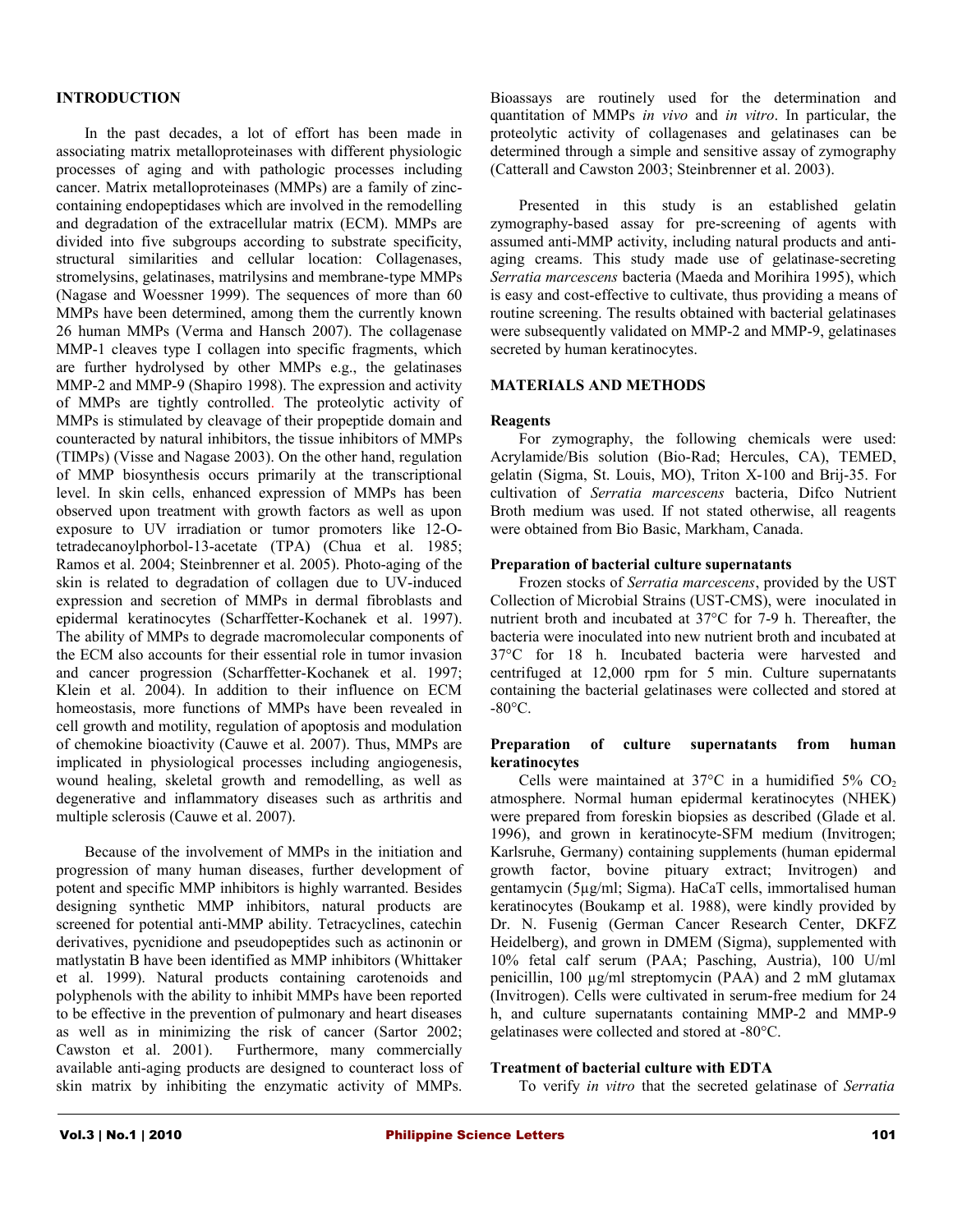## INTRODUCTION

In the past decades, a lot of effort has been made in associating matrix metalloproteinases with different physiologic processes of aging and with pathologic processes including cancer. Matrix metalloproteinases (MMPs) are a family of zinc-containing endopeptidases which are involved in the remodelling and degradation of the extracellular matrix (ECM). MMPs are divided into five subgroups according to substrate specificity, structural similarities and cellular location: Collagenases, stromelysins, gelatinases, matrilysins and membrane-type MMPs (Nagase and Woessner 1999). The sequences of more than 60 MMPs have been determined, among them the currently known 26 human MMPs (Verma and Hansch 2007). The collagenase MMP-1 cleaves type I collagen into specific fragments, which are further hydrolysed by other MMPs e.g., the gelatinases MMP-2 and MMP-9 (Shapiro 1998). The expression and activity of MMPs are tightly controlled. The proteolytic activity of MMPs is stimulated by cleavage of their propeptide domain and counteracted by natural inhibitors, the tissue inhibitors of MMPs (TIMPs) (Visse and Nagase 2003). On the other hand, regulation of MMP biosynthesis occurs primarily at the transcriptional level. In skin cells, enhanced expression of MMPs has been observed upon treatment with growth factors as well as upon exposure to UV irradiation or tumor promoters like 12-O-tetradecanoylphorbol-13-acetate (TPA) (Chua et al. 1985; Ramos et al. 2004; Steinbrenner et al. 2005). Photo-aging of the skin is related to degradation of collagen due to UV-induced expression and secretion of MMPs in dermal fibroblasts and epidermal keratinocytes (Scharffetter-Kochanek et al. 1997). The ability of MMPs to degrade macromolecular components of the ECM also accounts for their essential role in tumor invasion and cancer progression (Scharffetter-Kochanek et al. 1997; Klein et al. 2004). In addition to their influence on ECM homeostasis, more functions of MMPs have been revealed in cell growth and motility, regulation of apoptosis and modulation of chemokine bioactivity (Cauwe et al. 2007). Thus, MMPs are implicated in physiological processes including angiogenesis, wound healing, skeletal growth and remodelling, as well as degenerative and inflammatory diseases such as arthritis and multiple sclerosis (Cauwe et al. 2007).

Because of the involvement of MMPs in the initiation and progression of many human diseases, further development of potent and specific MMP inhibitors is highly warranted. Besides designing synthetic MMP inhibitors, natural products are screened for potential anti-MMP ability. Tetracyclines, catechin derivatives, pycnidione and pseudopeptides such as actinonin or matlystatin B have been identified as MMP inhibitors (Whittaker et al. 1999). Natural products containing carotenoids and polyphenols with the ability to inhibit MMPs have been reported to be effective in the prevention of pulmonary and heart diseases as well as in minimizing the risk of cancer (Sartor 2002; Cawston et al. 2001). Furthermore, many commercially available anti-aging products are designed to counteract loss of skin matrix by inhibiting the enzymatic activity of MMPs. Bioassays are routinely used for the determination and quantitation of MMPs *in vivo* and *in vitro*. In particular, the proteolytic activity of collagenases and gelatinases can be determined through a simple and sensitive assay of zymography (Catterall and Cawston 2003; Steinbrenner et al. 2003).

Presented in this study is an established gelatin zymography-based assay for pre-screening of agents with assumed anti-MMP activity, including natural products and anti-aging creams. This study made use of gelatinase-secreting *Serratia marcescens* bacteria (Maeda and Morihira 1995), which is easy and cost-effective to cultivate, thus providing a means of routine screening. The results obtained with bacterial gelatinases were subsequently validated on MMP-2 and MMP-9, gelatinases secreted by human keratinocytes.

## MATERIALS AND METHODS

### Reagents

For zymography, the following chemicals were used: Acrylamide/Bis solution (Bio-Rad; Hercules, CA), TEMED, gelatin (Sigma, St. Louis, MO), Triton X-100 and Brij-35. For cultivation of *Serratia marcescens* bacteria, Difco Nutrient Broth medium was used. If not stated otherwise, all reagents were obtained from Bio Basic, Markham, Canada.

### Preparation of bacterial culture supernatants

Frozen stocks of *Serratia marcescens*, provided by the UST Collection of Microbial Strains (UST-CMS), were inoculated in nutrient broth and incubated at 37°C for 7-9 h. Thereafter, the bacteria were inoculated into new nutrient broth and incubated at 37°C for 18 h. Incubated bacteria were harvested and centrifuged at 12,000 rpm for 5 min. Culture supernatants containing the bacterial gelatinases were collected and stored at -80°C.

### Preparation of culture supernatants from human keratinocytes

Cells were maintained at 37°C in a humidified 5% $CO_2$ atmosphere. Normal human epidermal keratinocytes (NHEK) were prepared from foreskin biopsies as described (Glade et al. 1996), and grown in keratinocyte-SFM medium (Invitrogen; Karlsruhe, Germany) containing supplements (human epidermal growth factor, bovine pituary extract; Invitrogen) and gentamycin (5µg/ml; Sigma). HaCaT cells, immortalised human keratinocytes (Boukamp et al. 1988), were kindly provided by Dr. N. Fusenig (German Cancer Research Center, DKFZ Heidelberg), and grown in DMEM (Sigma), supplemented with 10% fetal calf serum (PAA; Pasching, Austria), 100 U/ml penicillin, 100 µg/ml streptomycin (PAA) and 2 mM glutamax (Invitrogen). Cells were cultivated in serum-free medium for 24 h, and culture supernatants containing MMP-2 and MMP-9 gelatinases were collected and stored at -80°C.

### Treatment of bacterial culture with EDTA

To verify *in vitro* that the secreted gelatinase of *Serratia*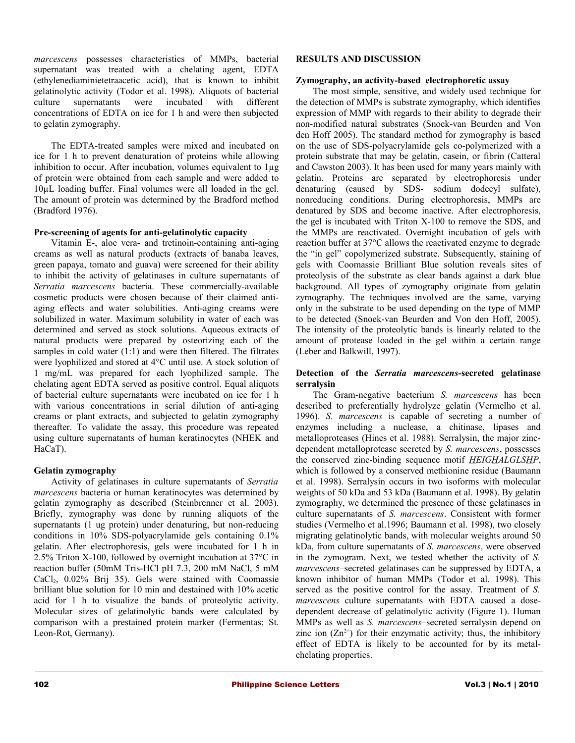*marcescens* possesses characteristics of MMPs, bacterial supernatant was treated with a chelating agent, EDTA (ethylenediaminietetraacetic acid), that is known to inhibit gelatinolytic activity (Todor et al. 1998). Aliquots of bacterial culture supernatants were incubated with different concentrations of EDTA on ice for 1 h and were then subjected to gelatin zymography.

The EDTA-treated samples were mixed and incubated on ice for 1 h to prevent denaturation of proteins while allowing inhibition to occur. After incubation, volumes equivalent to 1µg of protein were obtained from each sample and were added to 10µL loading buffer. Final volumes were all loaded in the gel. The amount of protein was determined by the Bradford method (Bradford 1976).

### Pre-screening of agents for anti-gelatinolytic capacity

Vitamin E-, aloe vera- and tretinoin-containing anti-aging creams as well as natural products (extracts of banaba leaves, green papaya, tomato and guava) were screened for their ability to inhibit the activity of gelatinases in culture supernatants of *Serratia marcescens* bacteria. These commercially-available cosmetic products were chosen because of their claimed anti-aging effects and water solubilities. Anti-aging creams were solubilized in water. Maximum solubility in water of each was determined and served as stock solutions. Aqueous extracts of natural products were prepared by osteorizing each of the samples in cold water (1:1) and were then filtered. The filtrates were lyophilized and stored at 4°C until use. A stock solution of 1 mg/mL was prepared for each lyophilized sample. The chelating agent EDTA served as positive control. Equal aliquots of bacterial culture supernatants were incubated on ice for 1 h with various concentrations in serial dilution of anti-aging creams or plant extracts, and subjected to gelatin zymography thereafter. To validate the assay, this procedure was repeated using culture supernatants of human keratinocytes (NHEK and HaCaT).

### Gelatin zymography

Activity of gelatinases in culture supernatants of *Serratia marcescens* bacteria or human keratinocytes was determined by gelatin zymography as described (Steinbrenner et al. 2003). Briefly, zymography was done by running aliquots of the supernatants (1 ug protein) under denaturing, but non-reducing conditions in 10% SDS-polyacrylamide gels containing 0.1% gelatin. After electrophoresis, gels were incubated for 1 h in 2.5% Triton X-100, followed by overnight incubation at 37°C in reaction buffer (50mM Tris-HCl pH 7.3, 200 mM NaCl, 5 mM $CaCl_2$, 0.02% Brij 35). Gels were stained with Coomassie brilliant blue solution for 10 min and destained with 10% acetic acid for 1 h to visualize the bands of proteolytic activity. Molecular sizes of gelatinolytic bands were calculated by comparison with a prestained protein marker (Fermentas; St. Leon-Rot, Germany).

## RESULTS AND DISCUSSION

### Zymography, an activity-based electrophoretic assay

The most simple, sensitive, and widely used technique for the detection of MMPs is substrate zymography, which identifies expression of MMP with regards to their ability to degrade their non-modified natural substrates (Snoek-van Beurden and Von den Hoff 2005). The standard method for zymography is based on the use of SDS-polyacrylamide gels co-polymerized with a protein substrate that may be gelatin, casein, or fibrin (Catteral and Cawston 2003). It has been used for many years mainly with gelatin. Proteins are separated by electrophoresis under denaturing (caused by SDS- sodium dodecyl sulfate), nonreducing conditions. During electrophoresis, MMPs are denatured by SDS and become inactive. After electrophoresis, the gel is incubated with Triton X-100 to remove the SDS, and the MMPs are reactivated. Overnight incubation of gels with reaction buffer at 37°C allows the reactivated enzyme to degrade the "in gel" copolymerized substrate. Subsequently, staining of gels with Coomassie Brilliant Blue solution reveals sites of proteolysis of the substrate as clear bands against a dark blue background. All types of zymography originate from gelatin zymography. The techniques involved are the same, varying only in the substrate to be used depending on the type of MMP to be detected (Snoek-van Beurden and Von den Hoff, 2005). The intensity of the proteolytic bands is linearly related to the amount of protease loaded in the gel within a certain range (Leber and Balkwill, 1997).

### Detection of the *Serratia marcescens*-secreted gelatinase serralysin

The Gram-negative bacterium *S. marcescens* has been described to preferentially hydrolyze gelatin (Vermelho et al. 1996). *S. marcescens* is capable of secreting a number of enzymes including a nuclease, a chitinase, lipases and metalloproteases (Hines et al. 1988). Serralysin, the major zinc-dependent metalloprotease secreted by *S. marcescens*, possesses the conserved zinc-binding sequence motif *<u>H</u>EIG<u>H</u>ALGLS<u>H</u>P*, which is followed by a conserved methionine residue (Baumann et al. 1998). Serralysin occurs in two isoforms with molecular weights of 50 kDa and 53 kDa (Baumann et al. 1998). By gelatin zymography, we determined the presence of these gelatinases in culture supernatants of *S. marcescens*. Consistent with former studies (Vermelho et al.1996; Baumann et al. 1998), two closely migrating gelatinolytic bands, with molecular weights around 50 kDa, from culture supernatants of *S. marcescens*, were observed in the zymogram. Next, we tested whether the activity of *S. marcescens*–secreted gelatinases can be suppressed by EDTA, a known inhibitor of human MMPs (Todor et al. 1998). This served as the positive control for the assay. Treatment of *S. marcescens* culture supernatants with EDTA caused a dose-dependent decrease of gelatinolytic activity (Figure 1). Human MMPs as well as *S. marcescens*–secreted serralysin depend on zinc ion ($Zn^{2+}$) for their enzymatic activity; thus, the inhibitory effect of EDTA is likely to be accounted for by its metal-chelating properties.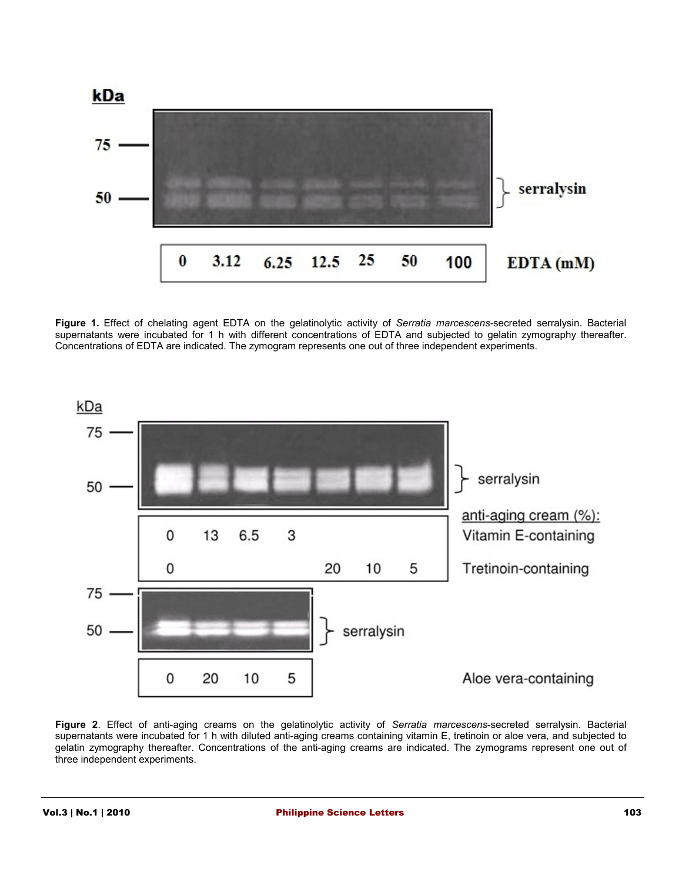**Figure 1.** Effect of chelating agent EDTA on the gelatinolytic activity of *Serratia marcescens*-secreted serralysin. Bacterial supernatants were incubated for 1 h with different concentrations of EDTA and subjected to gelatin zymography thereafter. Concentrations of EDTA are indicated. The zymogram represents one out of three independent experiments.

**Figure 2**. Effect of anti-aging creams on the gelatinolytic activity of *Serratia marcescens*-secreted serralysin. Bacterial supernatants were incubated for 1 h with diluted anti-aging creams containing vitamin E, tretinoin or aloe vera, and subjected to gelatin zymography thereafter. Concentrations of the anti-aging creams are indicated. The zymograms represent one out of three independent experiments.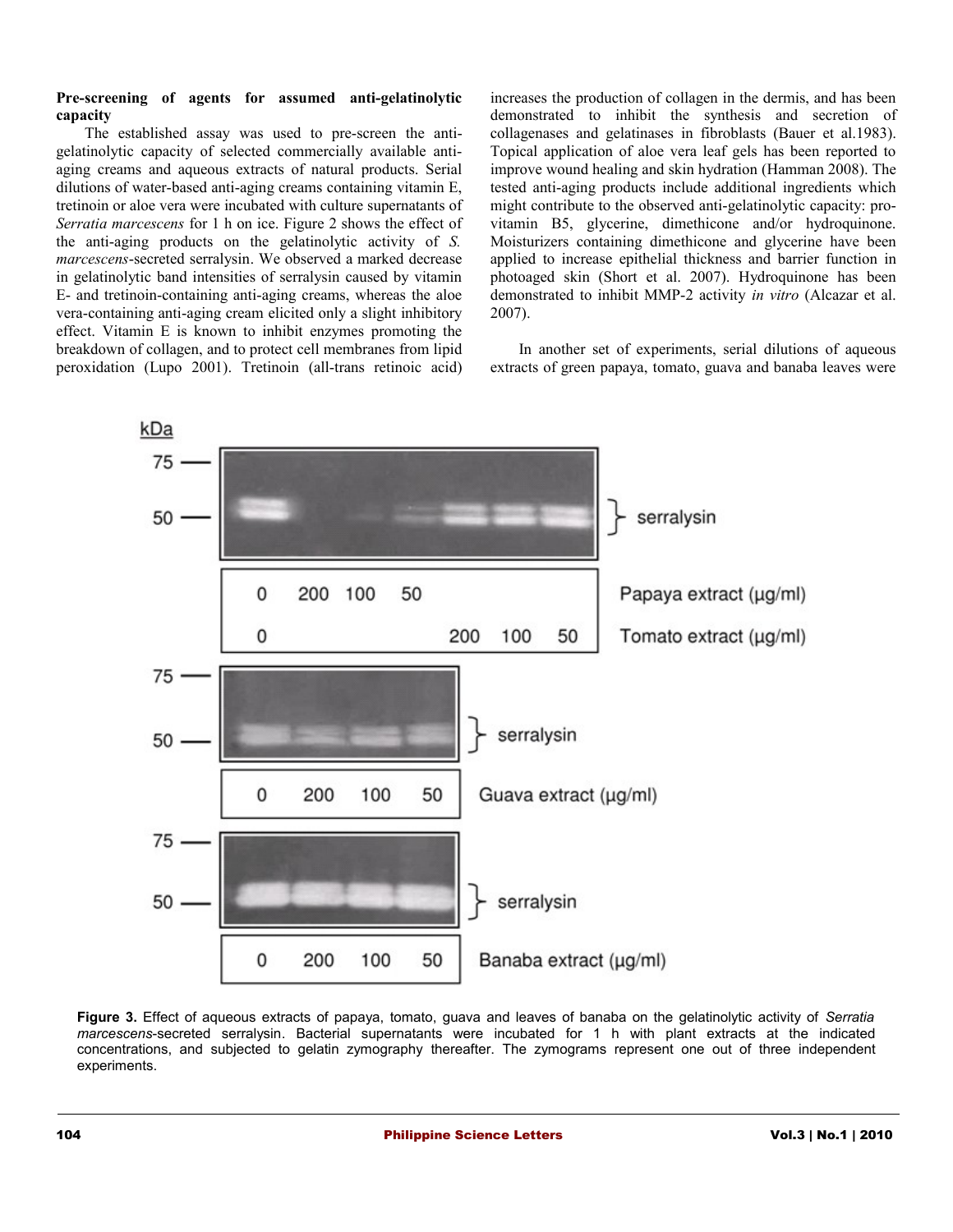**Pre-screening of agents for assumed anti-gelatinolytic capacity**

The established assay was used to pre-screen the anti-gelatinolytic capacity of selected commercially available anti-aging creams and aqueous extracts of natural products. Serial dilutions of water-based anti-aging creams containing vitamin E, tretinoin or aloe vera were incubated with culture supernatants of *Serratia marcescens* for 1 h on ice. Figure 2 shows the effect of the anti-aging products on the gelatinolytic activity of *S. marcescens*-secreted serralysin. We observed a marked decrease in gelatinolytic band intensities of serralysin caused by vitamin E- and tretinoin-containing anti-aging creams, whereas the aloe vera-containing anti-aging cream elicited only a slight inhibitory effect. Vitamin E is known to inhibit enzymes promoting the breakdown of collagen, and to protect cell membranes from lipid peroxidation (Lupo 2001). Tretinoin (all-trans retinoic acid) increases the production of collagen in the dermis, and has been demonstrated to inhibit the synthesis and secretion of collagenases and gelatinases in fibroblasts (Bauer et al.1983). Topical application of aloe vera leaf gels has been reported to improve wound healing and skin hydration (Hamman 2008). The tested anti-aging products include additional ingredients which might contribute to the observed anti-gelatinolytic capacity: pro-vitamin B5, glycerine, dimethicone and/or hydroquinone. Moisturizers containing dimethicone and glycerine have been applied to increase epithelial thickness and barrier function in photoaged skin (Short et al. 2007). Hydroquinone has been demonstrated to inhibit MMP-2 activity *in vitro* (Alcazar et al. 2007).

In another set of experiments, serial dilutions of aqueous extracts of green papaya, tomato, guava and banaba leaves were

**Figure 3.** Effect of aqueous extracts of papaya, tomato, guava and leaves of banaba on the gelatinolytic activity of *Serratia marcescens*-secreted serralysin. Bacterial supernatants were incubated for 1 h with plant extracts at the indicated concentrations, and subjected to gelatin zymography thereafter. The zymograms represent one out of three independent experiments.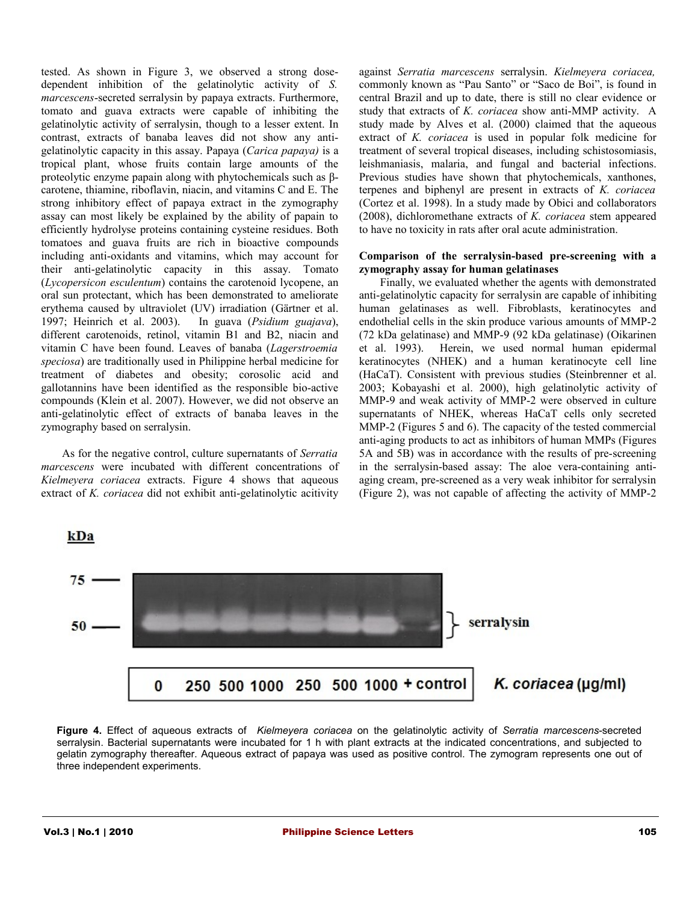tested. As shown in Figure 3, we observed a strong dose-dependent inhibition of the gelatinolytic activity of *S. marcescens*-secreted serralysin by papaya extracts. Furthermore, tomato and guava extracts were capable of inhibiting the gelatinolytic activity of serralysin, though to a lesser extent. In contrast, extracts of banaba leaves did not show any anti-gelatinolytic capacity in this assay. Papaya (*Carica papaya)* is a tropical plant, whose fruits contain large amounts of the proteolytic enzyme papain along with phytochemicals such as β-carotene, thiamine, riboflavin, niacin, and vitamins C and E. The strong inhibitory effect of papaya extract in the zymography assay can most likely be explained by the ability of papain to efficiently hydrolyse proteins containing cysteine residues. Both tomatoes and guava fruits are rich in bioactive compounds including anti-oxidants and vitamins, which may account for their anti-gelatinolytic capacity in this assay. Tomato (*Lycopersicon esculentum*) contains the carotenoid lycopene, an oral sun protectant, which has been demonstrated to ameliorate erythema caused by ultraviolet (UV) irradiation (Gärtner et al. 1997; Heinrich et al. 2003). In guava (*Psidium guajava*), different carotenoids, retinol, vitamin B1 and B2, niacin and vitamin C have been found. Leaves of banaba (*Lagerstroemia speciosa*) are traditionally used in Philippine herbal medicine for treatment of diabetes and obesity; corosolic acid and gallotannins have been identified as the responsible bio-active compounds (Klein et al. 2007). However, we did not observe an anti-gelatinolytic effect of extracts of banaba leaves in the zymography based on serralysin.

As for the negative control, culture supernatants of *Serratia marcescens* were incubated with different concentrations of *Kielmeyera coriacea* extracts. Figure 4 shows that aqueous extract of *K. coriacea* did not exhibit anti-gelatinolytic acitivity against *Serratia marcescens* serralysin. *Kielmeyera coriacea,* commonly known as "Pau Santo" or "Saco de Boi", is found in central Brazil and up to date, there is still no clear evidence or study that extracts of *K. coriacea* show anti-MMP activity. A study made by Alves et al. (2000) claimed that the aqueous extract of *K. coriacea* is used in popular folk medicine for treatment of several tropical diseases, including schistosomiasis, leishmaniasis, malaria, and fungal and bacterial infections. Previous studies have shown that phytochemicals, xanthones, terpenes and biphenyl are present in extracts of *K. coriacea* (Cortez et al. 1998). In a study made by Obici and collaborators (2008), dichloromethane extracts of *K. coriacea* stem appeared to have no toxicity in rats after oral acute administration.

**Comparison of the serralysin-based pre-screening with a zymography assay for human gelatinases**

Finally, we evaluated whether the agents with demonstrated anti-gelatinolytic capacity for serralysin are capable of inhibiting human gelatinases as well. Fibroblasts, keratinocytes and endothelial cells in the skin produce various amounts of MMP-2 (72 kDa gelatinase) and MMP-9 (92 kDa gelatinase) (Oikarinen et al. 1993). Herein, we used normal human epidermal keratinocytes (NHEK) and a human keratinocyte cell line (HaCaT). Consistent with previous studies (Steinbrenner et al. 2003; Kobayashi et al. 2000), high gelatinolytic activity of MMP-9 and weak activity of MMP-2 were observed in culture supernatants of NHEK, whereas HaCaT cells only secreted MMP-2 (Figures 5 and 6). The capacity of the tested commercial anti-aging products to act as inhibitors of human MMPs (Figures 5A and 5B) was in accordance with the results of pre-screening in the serralysin-based assay: The aloe vera-containing anti-aging cream, pre-screened as a very weak inhibitor for serralysin (Figure 2), was not capable of affecting the activity of MMP-2

kDa

75 —

50 — } serralysin

| 0 | 250 | 500 | 1000 | 250 | 500 | 1000 | + control |
|---|---|---|---|---|---|---|---|

*K. coriacea* (μg/ml)

**Figure 4.** Effect of aqueous extracts of *Kielmeyera coriacea* on the gelatinolytic activity of *Serratia marcescens*-secreted serralysin. Bacterial supernatants were incubated for 1 h with plant extracts at the indicated concentrations, and subjected to gelatin zymography thereafter. Aqueous extract of papaya was used as positive control. The zymogram represents one out of three independent experiments.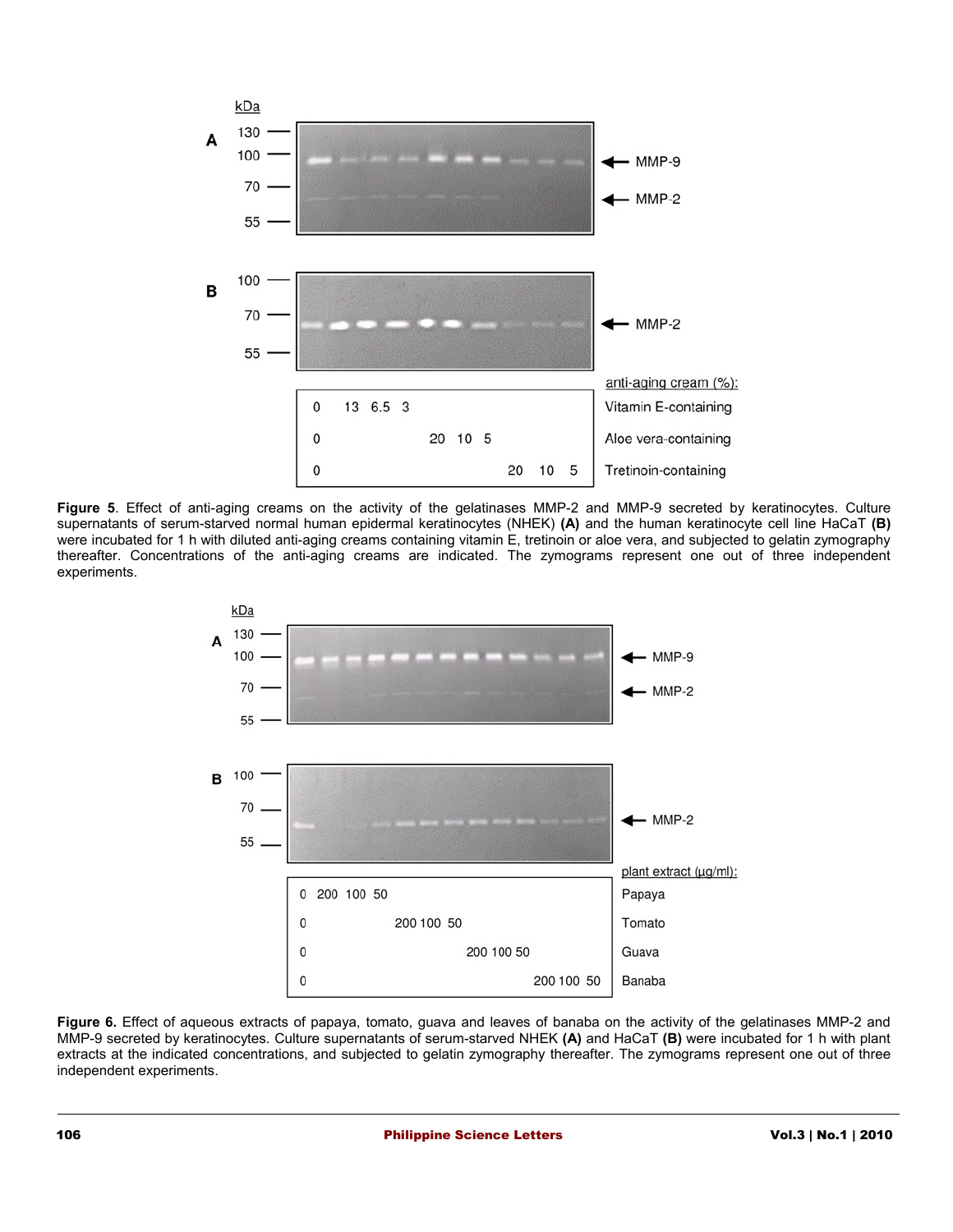**Figure 5**. Effect of anti-aging creams on the activity of the gelatinases MMP-2 and MMP-9 secreted by keratinocytes. Culture supernatants of serum-starved normal human epidermal keratinocytes (NHEK) **(A)** and the human keratinocyte cell line HaCaT **(B)** were incubated for 1 h with diluted anti-aging creams containing vitamin E, tretinoin or aloe vera, and subjected to gelatin zymography thereafter. Concentrations of the anti-aging creams are indicated. The zymograms represent one out of three independent experiments.

**Figure 6.** Effect of aqueous extracts of papaya, tomato, guava and leaves of banaba on the activity of the gelatinases MMP-2 and MMP-9 secreted by keratinocytes. Culture supernatants of serum-starved NHEK **(A)** and HaCaT **(B)** were incubated for 1 h with plant extracts at the indicated concentrations, and subjected to gelatin zymography thereafter. The zymograms represent one out of three independent experiments.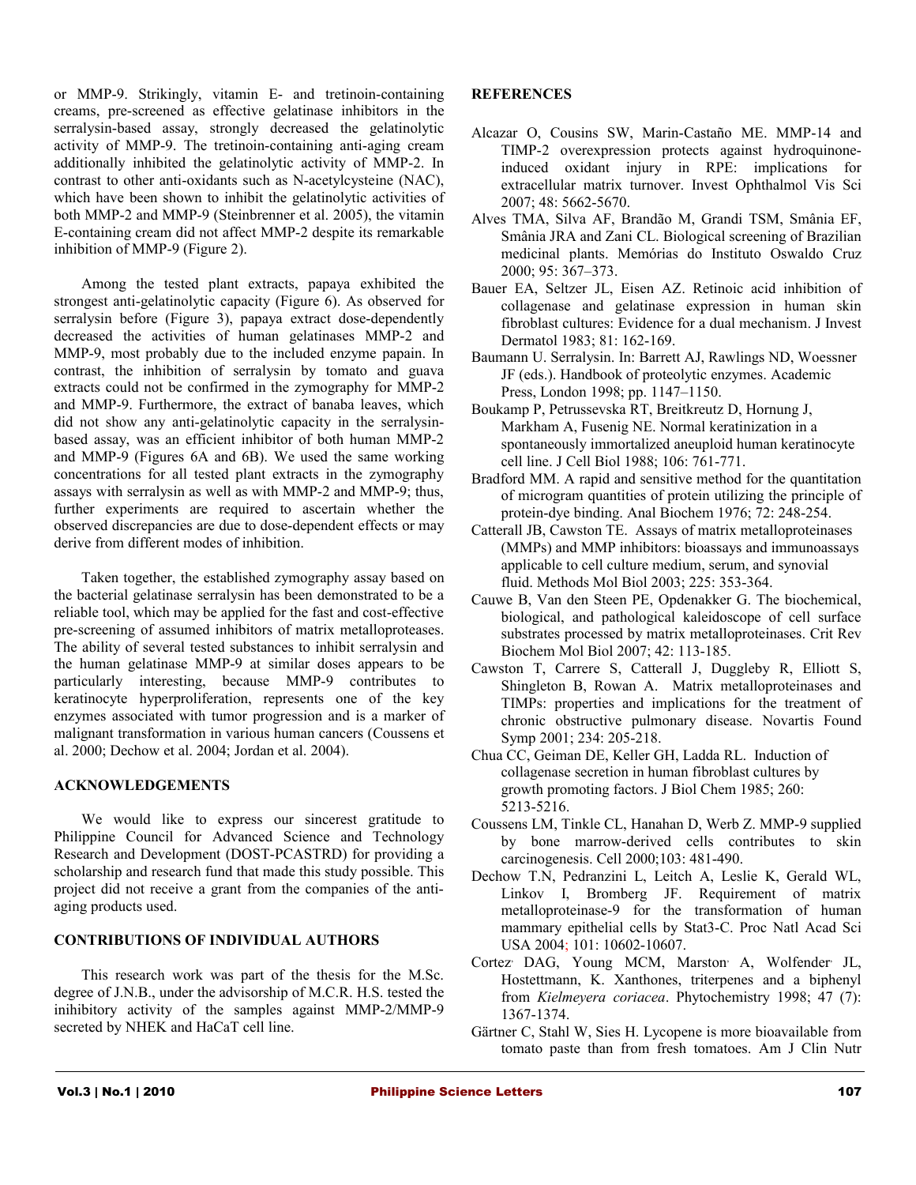or MMP-9. Strikingly, vitamin E- and tretinoin-containing creams, pre-screened as effective gelatinase inhibitors in the serralysin-based assay, strongly decreased the gelatinolytic activity of MMP-9. The tretinoin-containing anti-aging cream additionally inhibited the gelatinolytic activity of MMP-2. In contrast to other anti-oxidants such as N-acetylcysteine (NAC), which have been shown to inhibit the gelatinolytic activities of both MMP-2 and MMP-9 (Steinbrenner et al. 2005), the vitamin E-containing cream did not affect MMP-2 despite its remarkable inhibition of MMP-9 (Figure 2).

Among the tested plant extracts, papaya exhibited the strongest anti-gelatinolytic capacity (Figure 6). As observed for serralysin before (Figure 3), papaya extract dose-dependently decreased the activities of human gelatinases MMP-2 and MMP-9, most probably due to the included enzyme papain. In contrast, the inhibition of serralysin by tomato and guava extracts could not be confirmed in the zymography for MMP-2 and MMP-9. Furthermore, the extract of banaba leaves, which did not show any anti-gelatinolytic capacity in the serralysin-based assay, was an efficient inhibitor of both human MMP-2 and MMP-9 (Figures 6A and 6B). We used the same working concentrations for all tested plant extracts in the zymography assays with serralysin as well as with MMP-2 and MMP-9; thus, further experiments are required to ascertain whether the observed discrepancies are due to dose-dependent effects or may derive from different modes of inhibition.

Taken together, the established zymography assay based on the bacterial gelatinase serralysin has been demonstrated to be a reliable tool, which may be applied for the fast and cost-effective pre-screening of assumed inhibitors of matrix metalloproteases. The ability of several tested substances to inhibit serralysin and the human gelatinase MMP-9 at similar doses appears to be particularly interesting, because MMP-9 contributes to keratinocyte hyperproliferation, represents one of the key enzymes associated with tumor progression and is a marker of malignant transformation in various human cancers (Coussens et al. 2000; Dechow et al. 2004; Jordan et al. 2004).

## ACKNOWLEDGEMENTS

We would like to express our sincerest gratitude to Philippine Council for Advanced Science and Technology Research and Development (DOST-PCASTRD) for providing a scholarship and research fund that made this study possible. This project did not receive a grant from the companies of the anti-aging products used.

## CONTRIBUTIONS OF INDIVIDUAL AUTHORS

This research work was part of the thesis for the M.Sc. degree of J.N.B., under the advisorship of M.C.R. H.S. tested the inihibitory activity of the samples against MMP-2/MMP-9 secreted by NHEK and HaCaT cell line.

## REFERENCES

Alcazar O, Cousins SW, Marin-Castaño ME. MMP-14 and TIMP-2 overexpression protects against hydroquinone-induced oxidant injury in RPE: implications for extracellular matrix turnover. Invest Ophthalmol Vis Sci 2007; 48: 5662-5670.

Alves TMA, Silva AF, Brandão M, Grandi TSM, Smânia EF, Smânia JRA and Zani CL. Biological screening of Brazilian medicinal plants. Memórias do Instituto Oswaldo Cruz 2000; 95: 367–373.

Bauer EA, Seltzer JL, Eisen AZ. Retinoic acid inhibition of collagenase and gelatinase expression in human skin fibroblast cultures: Evidence for a dual mechanism. J Invest Dermatol 1983; 81: 162-169.

Baumann U. Serralysin. In: Barrett AJ, Rawlings ND, Woessner JF (eds.). Handbook of proteolytic enzymes. Academic Press, London 1998; pp. 1147–1150.

Boukamp P, Petrussevska RT, Breitkreutz D, Hornung J, Markham A, Fusenig NE. Normal keratinization in a spontaneously immortalized aneuploid human keratinocyte cell line. J Cell Biol 1988; 106: 761-771.

Bradford MM. A rapid and sensitive method for the quantitation of microgram quantities of protein utilizing the principle of protein-dye binding. Anal Biochem 1976; 72: 248-254.

Catterall JB, Cawston TE. Assays of matrix metalloproteinases (MMPs) and MMP inhibitors: bioassays and immunoassays applicable to cell culture medium, serum, and synovial fluid. Methods Mol Biol 2003; 225: 353-364.

Cauwe B, Van den Steen PE, Opdenakker G. The biochemical, biological, and pathological kaleidoscope of cell surface substrates processed by matrix metalloproteinases. Crit Rev Biochem Mol Biol 2007; 42: 113-185.

Cawston T, Carrere S, Catterall J, Duggleby R, Elliott S, Shingleton B, Rowan A. Matrix metalloproteinases and TIMPs: properties and implications for the treatment of chronic obstructive pulmonary disease. Novartis Found Symp 2001; 234: 205-218.

Chua CC, Geiman DE, Keller GH, Ladda RL. Induction of collagenase secretion in human fibroblast cultures by growth promoting factors. J Biol Chem 1985; 260: 5213-5216.

Coussens LM, Tinkle CL, Hanahan D, Werb Z. MMP-9 supplied by bone marrow-derived cells contributes to skin carcinogenesis. Cell 2000;103: 481-490.

Dechow T.N, Pedranzini L, Leitch A, Leslie K, Gerald WL, Linkov I, Bromberg JF. Requirement of matrix metalloproteinase-9 for the transformation of human mammary epithelial cells by Stat3-C. Proc Natl Acad Sci USA 2004; 101: 10602-10607.

Cortez, DAG, Young MCM, Marston, A, Wolfender, JL, Hostettmann, K. Xanthones, triterpenes and a biphenyl from *Kielmeyera coriacea*. Phytochemistry 1998; 47 (7): 1367-1374.

Gärtner C, Stahl W, Sies H. Lycopene is more bioavailable from tomato paste than from fresh tomatoes. Am J Clin Nutr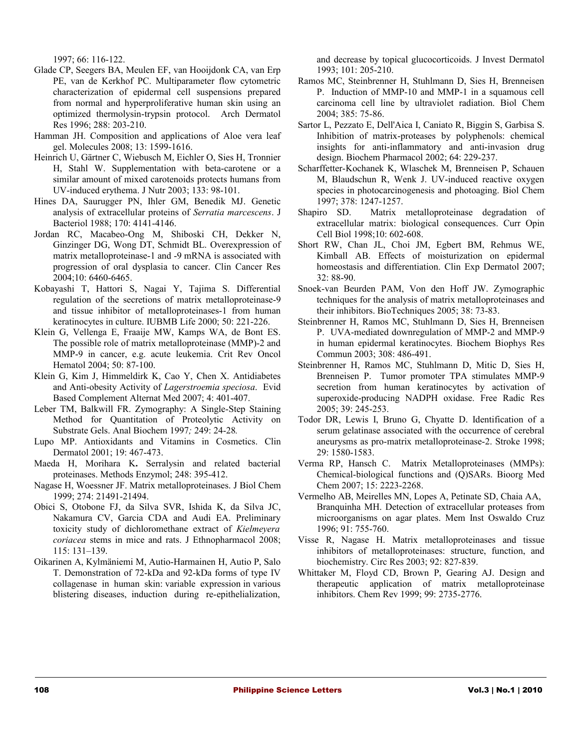1997; 66: 116-122.

Glade CP, Seegers BA, Meulen EF, van Hooijdonk CA, van Erp PE, van de Kerkhof PC. Multiparameter flow cytometric characterization of epidermal cell suspensions prepared from normal and hyperproliferative human skin using an optimized thermolysin-trypsin protocol. Arch Dermatol Res 1996; 288: 203-210.

Hamman JH. Composition and applications of Aloe vera leaf gel. Molecules 2008; 13: 1599-1616.

Heinrich U, Gärtner C, Wiebusch M, Eichler O, Sies H, Tronnier H, Stahl W. Supplementation with beta-carotene or a similar amount of mixed carotenoids protects humans from UV-induced erythema. J Nutr 2003; 133: 98-101.

Hines DA, Saurugger PN, Ihler GM, Benedik MJ. Genetic analysis of extracellular proteins of *Serratia marcescens*. J Bacteriol 1988; 170: 4141-4146.

Jordan RC, Macabeo-Ong M, Shiboski CH, Dekker N, Ginzinger DG, Wong DT, Schmidt BL. Overexpression of matrix metalloproteinase-1 and -9 mRNA is associated with progression of oral dysplasia to cancer. Clin Cancer Res 2004;10: 6460-6465.

Kobayashi T, Hattori S, Nagai Y, Tajima S. Differential regulation of the secretions of matrix metalloproteinase-9 and tissue inhibitor of metalloproteinases-1 from human keratinocytes in culture. IUBMB Life 2000; 50: 221-226.

Klein G, Vellenga E, Fraaije MW, Kamps WA, de Bont ES. The possible role of matrix metalloproteinase (MMP)-2 and MMP-9 in cancer, e.g. acute leukemia. Crit Rev Oncol Hematol 2004; 50: 87-100.

Klein G, Kim J, Himmeldirk K, Cao Y, Chen X. Antidiabetes and Anti-obesity Activity of *Lagerstroemia speciosa*. Evid Based Complement Alternat Med 2007; 4: 401-407.

Leber TM, Balkwill FR. Zymography: A Single-Step Staining Method for Quantitation of Proteolytic Activity on Substrate Gels. Anal Biochem 1997; 249: 24-28.

Lupo MP. Antioxidants and Vitamins in Cosmetics. Clin Dermatol 2001; 19: 467-473.

Maeda H, Morihara K. Serralysin and related bacterial proteinases. Methods Enzymol; 248: 395-412.

Nagase H, Woessner JF. Matrix metalloproteinases. J Biol Chem 1999; 274: 21491-21494.

Obici S, Otobone FJ, da Silva SVR, Ishida K, da Silva JC, Nakamura CV, Garcia CDA and Audi EA. Preliminary toxicity study of dichloromethane extract of *Kielmeyera coriacea* stems in mice and rats. J Ethnopharmacol 2008; 115: 131–139.

Oikarinen A, Kylmäniemi M, Autio-Harmainen H, Autio P, Salo T. Demonstration of 72-kDa and 92-kDa forms of type IV collagenase in human skin: variable expression in various blistering diseases, induction during re-epithelialization, and decrease by topical glucocorticoids. J Invest Dermatol 1993; 101: 205-210.

Ramos MC, Steinbrenner H, Stuhlmann D, Sies H, Brenneisen P. Induction of MMP-10 and MMP-1 in a squamous cell carcinoma cell line by ultraviolet radiation. Biol Chem 2004; 385: 75-86.

Sartor L, Pezzato E, Dell'Aica I, Caniato R, Biggin S, Garbisa S. Inhibition of matrix-proteases by polyphenols: chemical insights for anti-inflammatory and anti-invasion drug design. Biochem Pharmacol 2002; 64: 229-237.

Scharffetter-Kochanek K, Wlaschek M, Brenneisen P, Schauen M, Blaudschun R, Wenk J. UV-induced reactive oxygen species in photocarcinogenesis and photoaging. Biol Chem 1997; 378: 1247-1257.

Shapiro SD. Matrix metalloproteinase degradation of extracellular matrix: biological consequences. Curr Opin Cell Biol 1998;10: 602-608.

Short RW, Chan JL, Choi JM, Egbert BM, Rehmus WE, Kimball AB. Effects of moisturization on epidermal homeostasis and differentiation. Clin Exp Dermatol 2007; 32: 88-90.

Snoek-van Beurden PAM, Von den Hoff JW. Zymographic techniques for the analysis of matrix metalloproteinases and their inhibitors. BioTechniques 2005; 38: 73-83.

Steinbrenner H, Ramos MC, Stuhlmann D, Sies H, Brenneisen P. UVA-mediated downregulation of MMP-2 and MMP-9 in human epidermal keratinocytes. Biochem Biophys Res Commun 2003; 308: 486-491.

Steinbrenner H, Ramos MC, Stuhlmann D, Mitic D, Sies H, Brenneisen P. Tumor promoter TPA stimulates MMP-9 secretion from human keratinocytes by activation of superoxide-producing NADPH oxidase. Free Radic Res 2005; 39: 245-253.

Todor DR, Lewis I, Bruno G, Chyatte D. Identification of a serum gelatinase associated with the occurrence of cerebral aneurysms as pro-matrix metalloproteinase-2. Stroke 1998; 29: 1580-1583.

Verma RP, Hansch C. Matrix Metalloproteinases (MMPs): Chemical-biological functions and (Q)SARs. Bioorg Med Chem 2007; 15: 2223-2268.

Vermelho AB, Meirelles MN, Lopes A, Petinate SD, Chaia AA, Branquinha MH. Detection of extracellular proteases from microorganisms on agar plates. Mem Inst Oswaldo Cruz 1996; 91: 755-760.

Visse R, Nagase H. Matrix metalloproteinases and tissue inhibitors of metalloproteinases: structure, function, and biochemistry. Circ Res 2003; 92: 827-839.

Whittaker M, Floyd CD, Brown P, Gearing AJ. Design and therapeutic application of matrix metalloproteinase inhibitors. Chem Rev 1999; 99: 2735-2776.